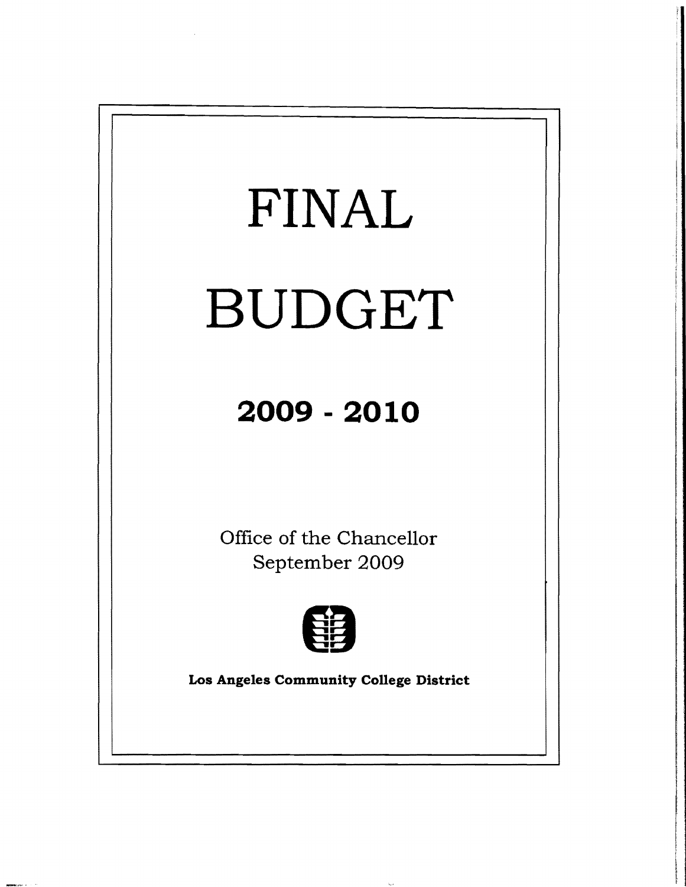# FINAL

# BUDGET

## 2009 - 2010

Office of the Chancellor
September 2009

**Los Angeles Community College District**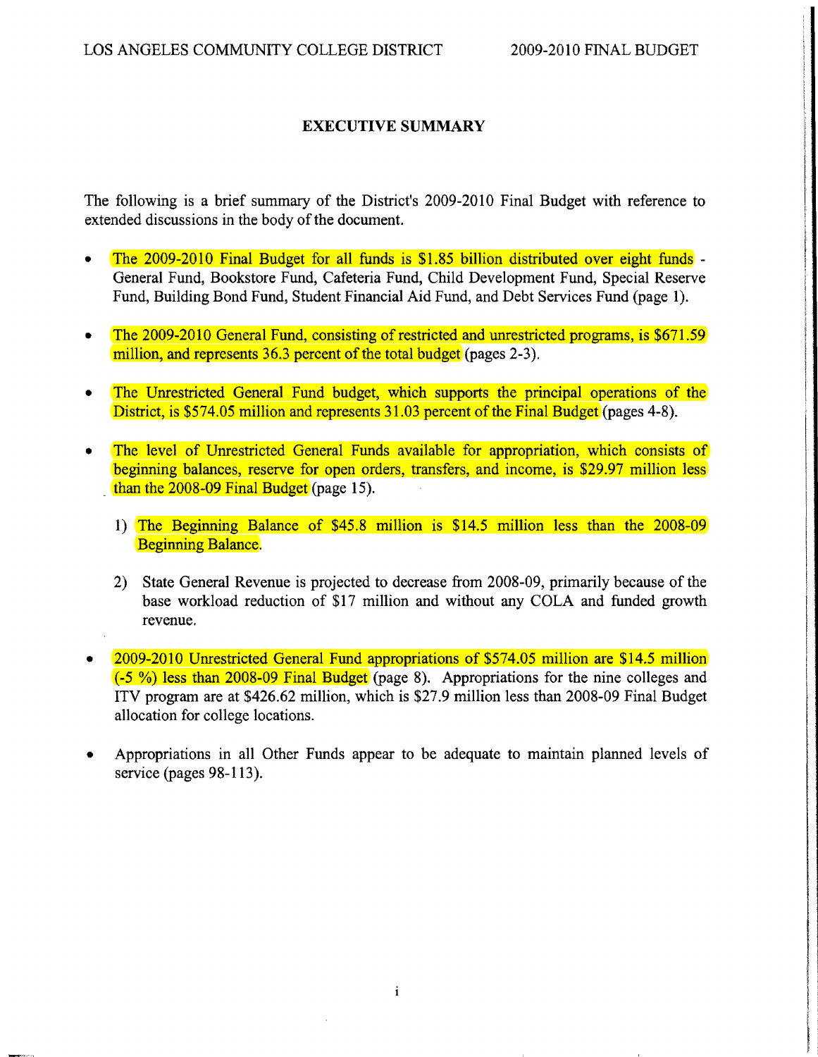## EXECUTIVE SUMMARY

The following is a brief summary of the District's 2009-2010 Final Budget with reference to extended discussions in the body of the document.

- The 2009-2010 Final Budget for all funds is $1.85 billion distributed over eight funds - General Fund, Bookstore Fund, Cafeteria Fund, Child Development Fund, Special Reserve Fund, Building Bond Fund, Student Financial Aid Fund, and Debt Services Fund (page 1).

- The 2009-2010 General Fund, consisting of restricted and unrestricted programs, is $671.59 million, and represents 36.3 percent of the total budget (pages 2-3).

- The Unrestricted General Fund budget, which supports the principal operations of the District, is $574.05 million and represents 31.03 percent of the Final Budget (pages 4-8).

- The level of Unrestricted General Funds available for appropriation, which consists of beginning balances, reserve for open orders, transfers, and income, is $29.97 million less than the 2008-09 Final Budget (page 15).

  1) The Beginning Balance of $45.8 million is $14.5 million less than the 2008-09 Beginning Balance.

  2) State General Revenue is projected to decrease from 2008-09, primarily because of the base workload reduction of $17 million and without any COLA and funded growth revenue.

- 2009-2010 Unrestricted General Fund appropriations of $574.05 million are $14.5 million (-5 %) less than 2008-09 Final Budget (page 8). Appropriations for the nine colleges and ITV program are at $426.62 million, which is $27.9 million less than 2008-09 Final Budget allocation for college locations.

- Appropriations in all Other Funds appear to be adequate to maintain planned levels of service (pages 98-113).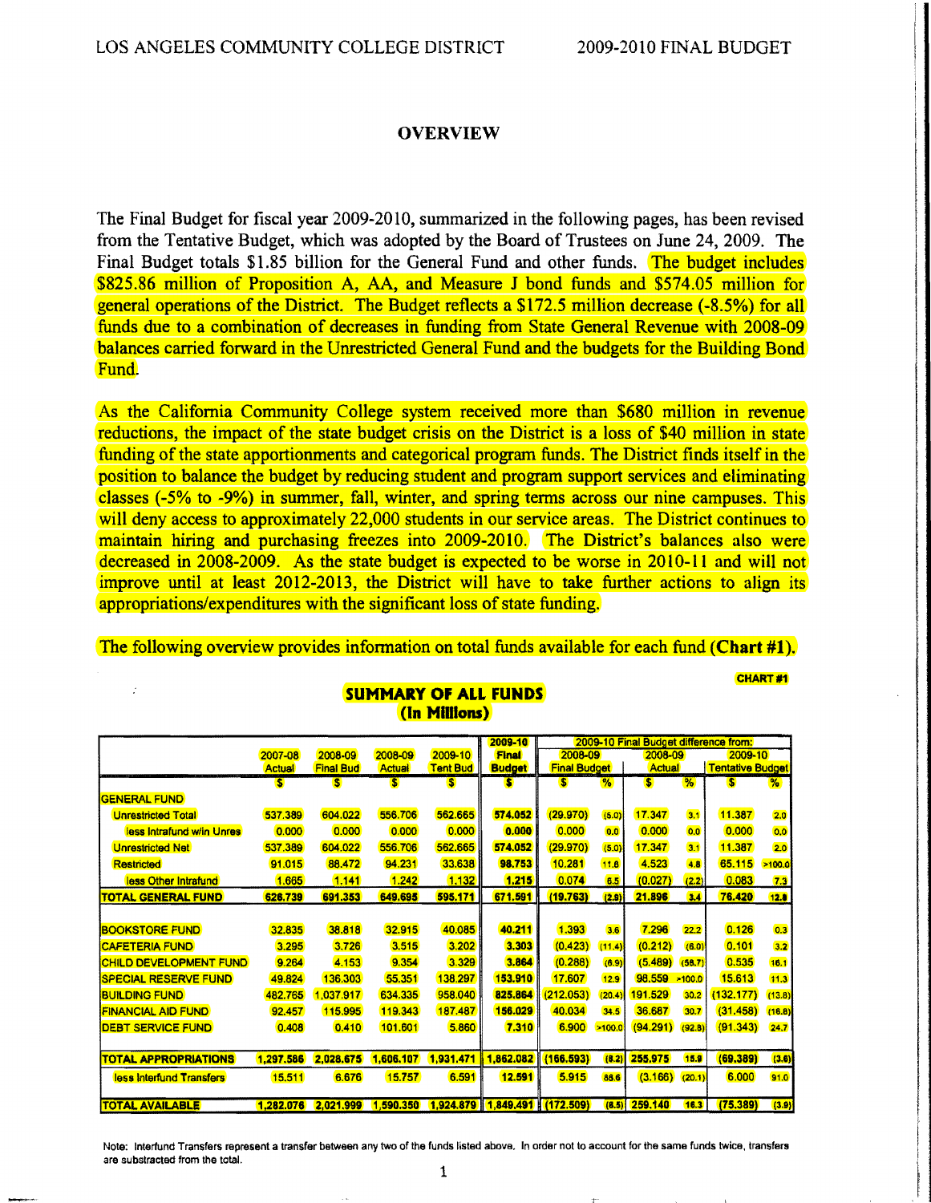## OVERVIEW

The Final Budget for fiscal year 2009-2010, summarized in the following pages, has been revised from the Tentative Budget, which was adopted by the Board of Trustees on June 24, 2009. The Final Budget totals $1.85 billion for the General Fund and other funds. The budget includes $825.86 million of Proposition A, AA, and Measure J bond funds and $574.05 million for general operations of the District. The Budget reflects a $172.5 million decrease (-8.5%) for all funds due to a combination of decreases in funding from State General Revenue with 2008-09 balances carried forward in the Unrestricted General Fund and the budgets for the Building Bond Fund.

As the California Community College system received more than $680 million in revenue reductions, the impact of the state budget crisis on the District is a loss of $40 million in state funding of the state apportionments and categorical program funds. The District finds itself in the position to balance the budget by reducing student and program support services and eliminating classes (-5% to -9%) in summer, fall, winter, and spring terms across our nine campuses. This will deny access to approximately 22,000 students in our service areas. The District continues to maintain hiring and purchasing freezes into 2009-2010. The District's balances also were decreased in 2008-2009. As the state budget is expected to be worse in 2010-11 and will not improve until at least 2012-2013, the District will have to take further actions to align its appropriations/expenditures with the significant loss of state funding.

The following overview provides information on total funds available for each fund **(Chart #1)**.

CHART #1

**SUMMARY OF ALL FUNDS**
**(In Millions)**

| | 2007-08 Actual | 2008-09 Final Bud | 2008-09 Actual | 2009-10 Tent Bud | 2009-10 Final Budget | 2009-10 Final Budget difference from: 2008-09 Final Budget | | 2008-09 Actual | | 2009-10 Tentative Budget | |
|---|---|---|---|---|---|---|---|---|---|---|---|
| | $ | $ | $ | $ | $ | $ | % | $ | % | $ | % |
| **GENERAL FUND** | | | | | | | | | | | |
| Unrestricted Total | 537.389 | 604.022 | 556.706 | 562.665 | 574.052 | (29.970) | (5.0) | 17.347 | 3.1 | 11.387 | 2.0 |
| less Intrafund w/in Unres | 0.000 | 0.000 | 0.000 | 0.000 | 0.000 | 0.000 | 0.0 | 0.000 | 0.0 | 0.000 | 0.0 |
| Unrestricted Net | 537.389 | 604.022 | 556.706 | 562.665 | 574.052 | (29.970) | (5.0) | 17.347 | 3.1 | 11.387 | 2.0 |
| Restricted | 91.015 | 88.472 | 94.231 | 33.638 | 98.753 | 10.281 | 11.6 | 4.523 | 4.8 | 65.115 | >100.0 |
| less Other Intrafund | 1.665 | 1.141 | 1.242 | 1.132 | 1.215 | 0.074 | 6.5 | (0.027) | (2.2) | 0.083 | 7.3 |
| **TOTAL GENERAL FUND** | 626.739 | 691.353 | 649.695 | 595.171 | 671.591 | (19.763) | (2.9) | 21.896 | 3.4 | 76.420 | 12.8 |
| | | | | | | | | | | | |
| BOOKSTORE FUND | 32.835 | 38.818 | 32.915 | 40.085 | 40.211 | 1.393 | 3.6 | 7.296 | 22.2 | 0.126 | 0.3 |
| CAFETERIA FUND | 3.295 | 3.726 | 3.515 | 3.202 | 3.303 | (0.423) | (11.4) | (0.212) | (6.0) | 0.101 | 3.2 |
| CHILD DEVELOPMENT FUND | 9.264 | 4.153 | 9.354 | 3.329 | 3.864 | (0.288) | (6.9) | (5.489) | (58.7) | 0.535 | 16.1 |
| SPECIAL RESERVE FUND | 49.824 | 136.303 | 55.351 | 138.297 | 153.910 | 17.607 | 12.9 | 98.559 | >100.0 | 15.613 | 11.3 |
| BUILDING FUND | 482.765 | 1,037.917 | 634.335 | 958.040 | 825.864 | (212.053) | (20.4) | 191.529 | 30.2 | (132.177) | (13.8) |
| FINANCIAL AID FUND | 92.457 | 115.995 | 119.343 | 187.487 | 156.029 | 40.034 | 34.5 | 36.687 | 30.7 | (31.458) | (16.8) |
| DEBT SERVICE FUND | 0.408 | 0.410 | 101.601 | 5.860 | 7.310 | 6.900 | >100.0 | (94.291) | (92.8) | (91.343) | 24.7 |
| | | | | | | | | | | | |
| **TOTAL APPROPRIATIONS** | 1,297.586 | 2,028.675 | 1,606.107 | 1,931.471 | 1,862.082 | (166.593) | (8.2) | 255.975 | 15.9 | (69.389) | (3.6) |
| less Interfund Transfers | 15.511 | 6.676 | 15.757 | 6.591 | 12.591 | 5.915 | 88.6 | (3.166) | (20.1) | 6.000 | 91.0 |
| | | | | | | | | | | | |
| **TOTAL AVAILABLE** | 1,282.076 | 2,021.999 | 1,590.350 | 1,924.879 | 1,849.491 | (172.509) | (8.5) | 259.140 | 16.3 | (75.389) | (3.9) |

Note: Interfund Transfers represent a transfer between any two of the funds listed above. In order not to account for the same funds twice, transfers are substracted from the total.